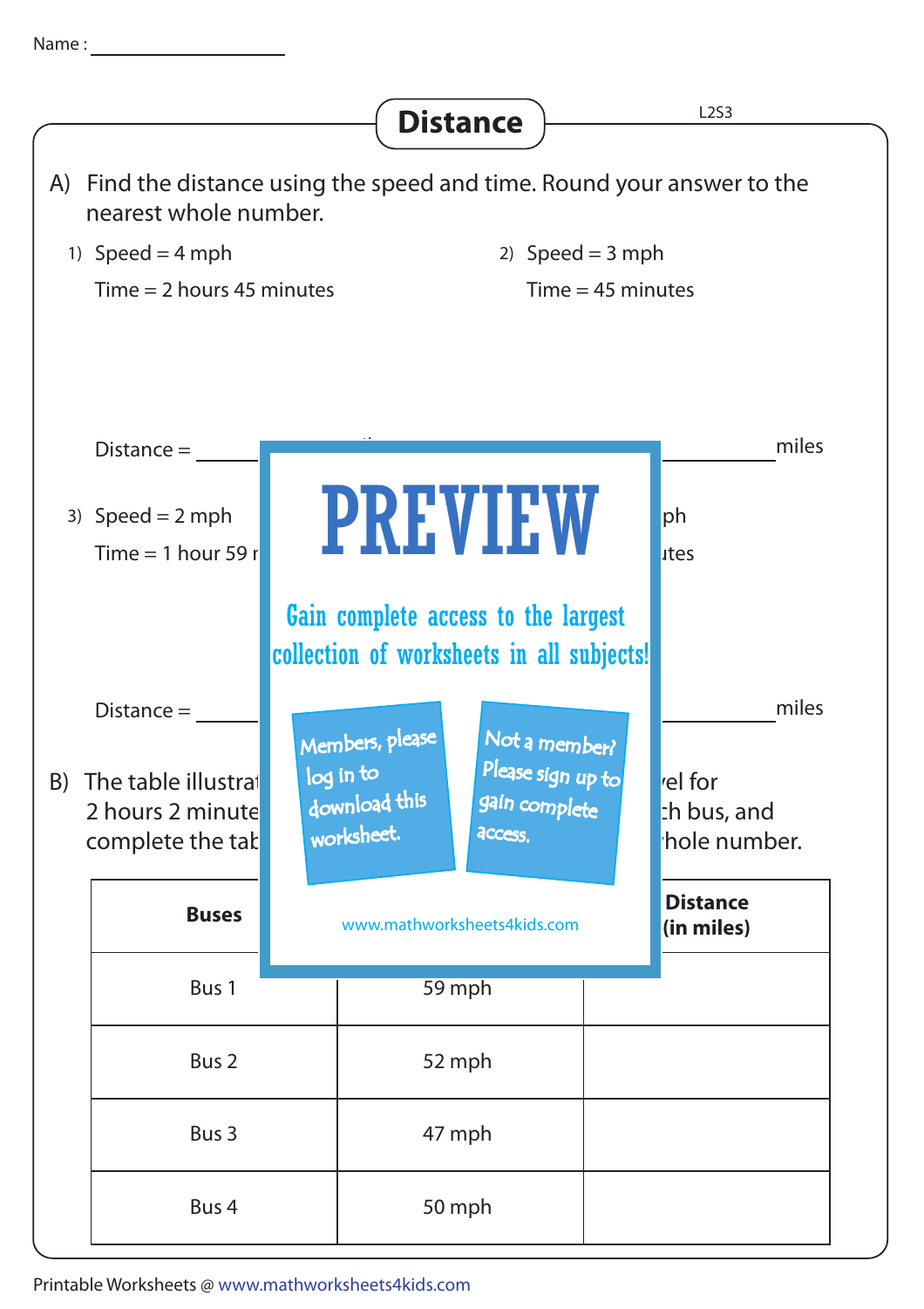Name : ________________

# Distance

L2S3

A) Find the distance using the speed and time. Round your answer to the nearest whole number.

1) Speed = 4 mph

Time = 2 hours 45 minutes

Distance = ________ miles

2) Speed = 3 mph

Time = 45 minutes

________ miles

3) Speed = 2 mph

Time = 1 hour 59 r

Distance = ________

ph

ıtes

________ miles

PREVIEW

Gain complete access to the largest collection of worksheets in all subjects!

Members, please log in to download this worksheet.

Not a member? Please sign up to gain complete access.

www.mathworksheets4kids.com

B) The table illustrat ... vel for 2 hours 2 minute ... ch bus, and complete the tab ... hole number.

| Buses | | Distance (in miles) |
|---|---|---|
| Bus 1 | 59 mph | |
| Bus 2 | 52 mph | |
| Bus 3 | 47 mph | |
| Bus 4 | 50 mph | |

Printable Worksheets @ www.mathworksheets4kids.com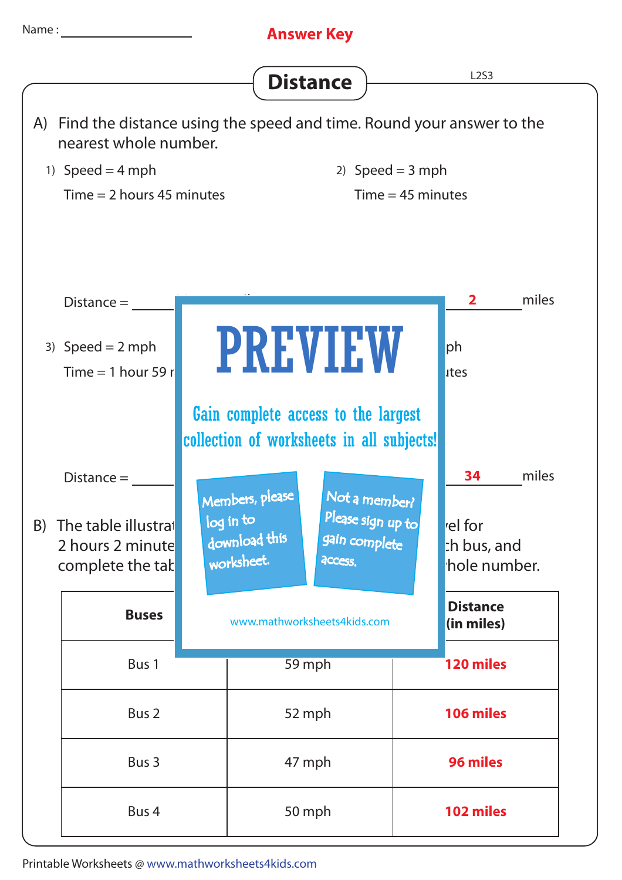Name : ________________

**Answer Key**

# Distance

L2S3

A) Find the distance using the speed and time. Round your answer to the nearest whole number.

1) Speed = 4 mph

Time = 2 hours 45 minutes

2) Speed = 3 mph

Time = 45 minutes

Distance = ________

**2** miles

3) Speed = 2 mph

Time = 1 hour 59 r

ph

ıtes

Distance = ________

**34** miles

PREVIEW

Gain complete access to the largest collection of worksheets in all subjects!

Members, please log in to download this worksheet.

Not a member? Please sign up to gain complete access.

www.mathworksheets4kids.com

B) The table illustrat ... vel for 2 hours 2 minute ... ch bus, and complete the tab ... whole number.

| Buses | | Distance (in miles) |
|---|---|---|
| Bus 1 | 59 mph | **120 miles** |
| Bus 2 | 52 mph | **106 miles** |
| Bus 3 | 47 mph | **96 miles** |
| Bus 4 | 50 mph | **102 miles** |

Printable Worksheets @ www.mathworksheets4kids.com